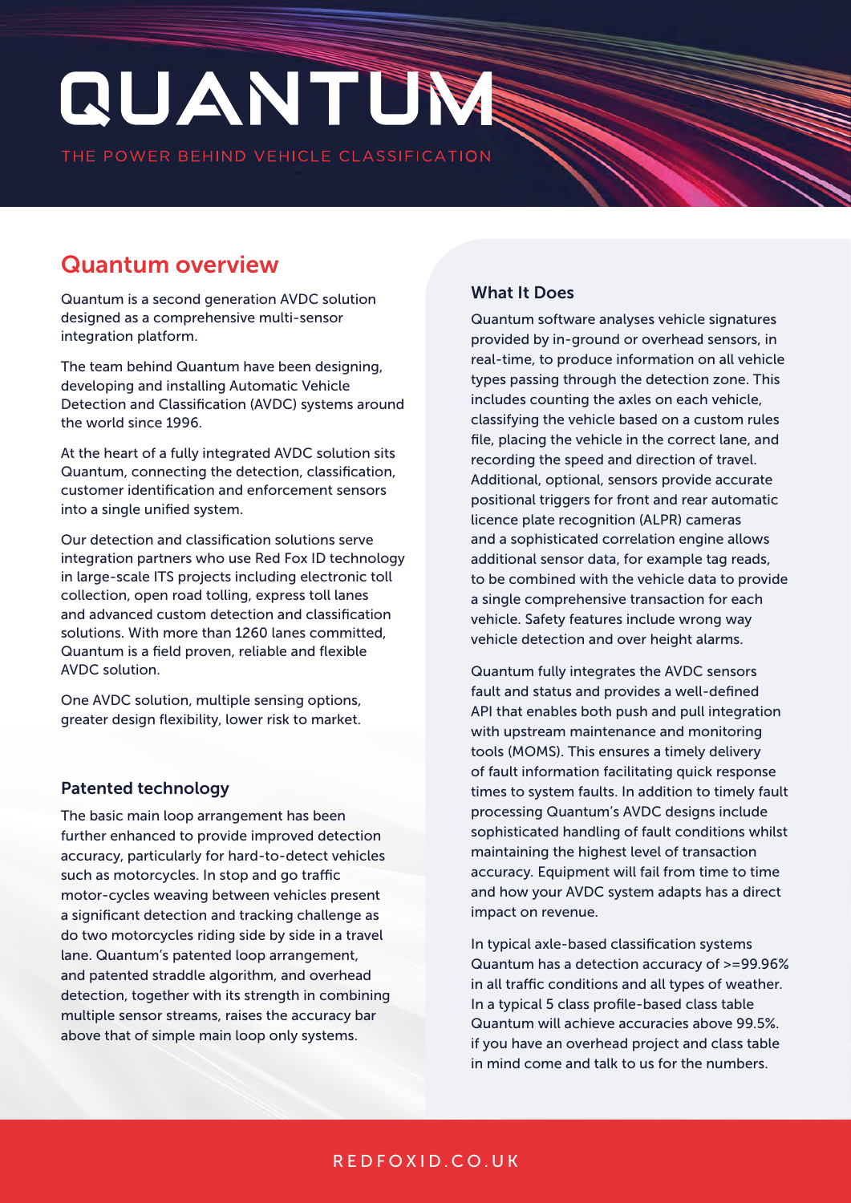# QUANTUM

THE POWER BEHIND VEHICLE CLASSIFICATION

## Quantum overview

Quantum is a second generation AVDC solution designed as a comprehensive multi-sensor integration platform.

The team behind Quantum have been designing, developing and installing Automatic Vehicle Detection and Classification (AVDC) systems around the world since 1996.

At the heart of a fully integrated AVDC solution sits Quantum, connecting the detection, classification, customer identification and enforcement sensors into a single unified system.

Our detection and classification solutions serve integration partners who use Red Fox ID technology in large-scale ITS projects including electronic toll collection, open road tolling, express toll lanes and advanced custom detection and classification solutions. With more than 1260 lanes committed, Quantum is a field proven, reliable and flexible AVDC solution.

One AVDC solution, multiple sensing options, greater design flexibility, lower risk to market.

### Patented technology

The basic main loop arrangement has been further enhanced to provide improved detection accuracy, particularly for hard-to-detect vehicles such as motorcycles. In stop and go traffic motor-cycles weaving between vehicles present a significant detection and tracking challenge as do two motorcycles riding side by side in a travel lane. Quantum's patented loop arrangement, and patented straddle algorithm, and overhead detection, together with its strength in combining multiple sensor streams, raises the accuracy bar above that of simple main loop only systems.

### What It Does

Quantum software analyses vehicle signatures provided by in-ground or overhead sensors, in real-time, to produce information on all vehicle types passing through the detection zone. This includes counting the axles on each vehicle, classifying the vehicle based on a custom rules file, placing the vehicle in the correct lane, and recording the speed and direction of travel. Additional, optional, sensors provide accurate positional triggers for front and rear automatic licence plate recognition (ALPR) cameras and a sophisticated correlation engine allows additional sensor data, for example tag reads, to be combined with the vehicle data to provide a single comprehensive transaction for each vehicle. Safety features include wrong way vehicle detection and over height alarms.

Quantum fully integrates the AVDC sensors fault and status and provides a well-defined API that enables both push and pull integration with upstream maintenance and monitoring tools (MOMS). This ensures a timely delivery of fault information facilitating quick response times to system faults. In addition to timely fault processing Quantum's AVDC designs include sophisticated handling of fault conditions whilst maintaining the highest level of transaction accuracy. Equipment will fail from time to time and how your AVDC system adapts has a direct impact on revenue.

In typical axle-based classification systems Quantum has a detection accuracy of >=99.96% in all traffic conditions and all types of weather. In a typical 5 class profile-based class table Quantum will achieve accuracies above 99.5%. if you have an overhead project and class table in mind come and talk to us for the numbers.

REDFOXID.CO.UK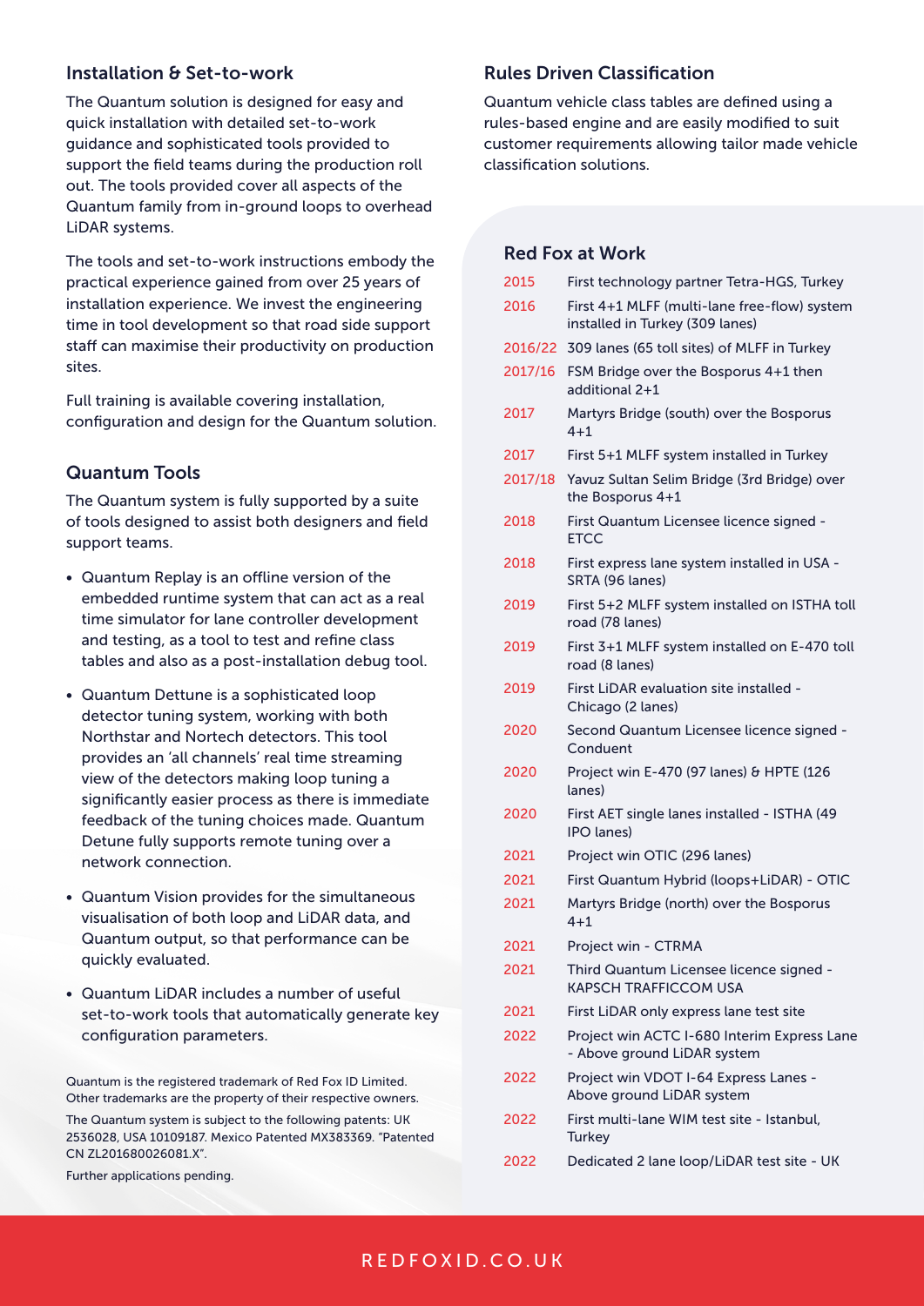## Installation & Set-to-work

The Quantum solution is designed for easy and quick installation with detailed set-to-work guidance and sophisticated tools provided to support the field teams during the production roll out. The tools provided cover all aspects of the Quantum family from in-ground loops to overhead LiDAR systems.

The tools and set-to-work instructions embody the practical experience gained from over 25 years of installation experience. We invest the engineering time in tool development so that road side support staff can maximise their productivity on production sites.

Full training is available covering installation, configuration and design for the Quantum solution.

## Quantum Tools

The Quantum system is fully supported by a suite of tools designed to assist both designers and field support teams.

- Quantum Replay is an offline version of the embedded runtime system that can act as a real time simulator for lane controller development and testing, as a tool to test and refine class tables and also as a post-installation debug tool.
- Quantum Dettune is a sophisticated loop detector tuning system, working with both Northstar and Nortech detectors. This tool provides an 'all channels' real time streaming view of the detectors making loop tuning a significantly easier process as there is immediate feedback of the tuning choices made. Quantum Detune fully supports remote tuning over a network connection.
- Quantum Vision provides for the simultaneous visualisation of both loop and LiDAR data, and Quantum output, so that performance can be quickly evaluated.
- Quantum LiDAR includes a number of useful set-to-work tools that automatically generate key configuration parameters.

Quantum is the registered trademark of Red Fox ID Limited. Other trademarks are the property of their respective owners.

The Quantum system is subject to the following patents: UK 2536028, USA 10109187. Mexico Patented MX383369. "Patented CN ZL201680026081.X".

Further applications pending.

## Rules Driven Classification

Quantum vehicle class tables are defined using a rules-based engine and are easily modified to suit customer requirements allowing tailor made vehicle classification solutions.

## Red Fox at Work

| | |
|---|---|
| 2015 | First technology partner Tetra-HGS, Turkey |
| 2016 | First 4+1 MLFF (multi-lane free-flow) system installed in Turkey (309 lanes) |
| 2016/22 | 309 lanes (65 toll sites) of MLFF in Turkey |
| 2017/16 | FSM Bridge over the Bosporus 4+1 then additional 2+1 |
| 2017 | Martyrs Bridge (south) over the Bosporus 4+1 |
| 2017 | First 5+1 MLFF system installed in Turkey |
| 2017/18 | Yavuz Sultan Selim Bridge (3rd Bridge) over the Bosporus 4+1 |
| 2018 | First Quantum Licensee licence signed - ETCC |
| 2018 | First express lane system installed in USA - SRTA (96 lanes) |
| 2019 | First 5+2 MLFF system installed on ISTHA toll road (78 lanes) |
| 2019 | First 3+1 MLFF system installed on E-470 toll road (8 lanes) |
| 2019 | First LiDAR evaluation site installed - Chicago (2 lanes) |
| 2020 | Second Quantum Licensee licence signed - Conduent |
| 2020 | Project win E-470 (97 lanes) & HPTE (126 lanes) |
| 2020 | First AET single lanes installed - ISTHA (49 IPO lanes) |
| 2021 | Project win OTIC (296 lanes) |
| 2021 | First Quantum Hybrid (loops+LiDAR) - OTIC |
| 2021 | Martyrs Bridge (north) over the Bosporus 4+1 |
| 2021 | Project win - CTRMA |
| 2021 | Third Quantum Licensee licence signed - KAPSCH TRAFFICCOM USA |
| 2021 | First LiDAR only express lane test site |
| 2022 | Project win ACTC I-680 Interim Express Lane - Above ground LiDAR system |
| 2022 | Project win VDOT I-64 Express Lanes - Above ground LiDAR system |
| 2022 | First multi-lane WIM test site - Istanbul, Turkey |
| 2022 | Dedicated 2 lane loop/LiDAR test site - UK |

REDFOXID.CO.UK